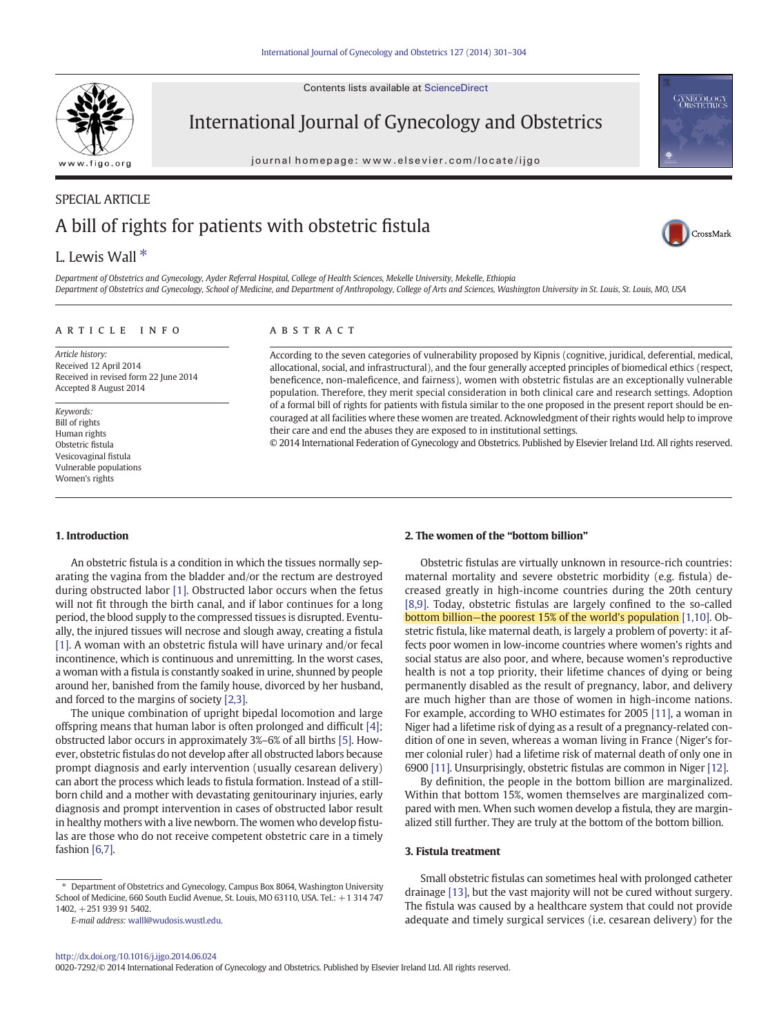SPECIAL ARTICLE

# A bill of rights for patients with obstetric fistula

L. Lewis Wall *

*Department of Obstetrics and Gynecology, Ayder Referral Hospital, College of Health Sciences, Mekelle University, Mekelle, Ethiopia*
*Department of Obstetrics and Gynecology, School of Medicine, and Department of Anthropology, College of Arts and Sciences, Washington University in St. Louis, St. Louis, MO, USA*

**ARTICLE INFO**

*Article history:*
Received 12 April 2014
Received in revised form 22 June 2014
Accepted 8 August 2014

*Keywords:*
Bill of rights
Human rights
Obstetric fistula
Vesicovaginal fistula
Vulnerable populations
Women's rights

**ABSTRACT**

According to the seven categories of vulnerability proposed by Kipnis (cognitive, juridical, deferential, medical, allocational, social, and infrastructural), and the four generally accepted principles of biomedical ethics (respect, beneficence, non-maleficence, and fairness), women with obstetric fistulas are an exceptionally vulnerable population. Therefore, they merit special consideration in both clinical care and research settings. Adoption of a formal bill of rights for patients with fistula similar to the one proposed in the present report should be encouraged at all facilities where these women are treated. Acknowledgment of their rights would help to improve their care and end the abuses they are exposed to in institutional settings.

© 2014 International Federation of Gynecology and Obstetrics. Published by Elsevier Ireland Ltd. All rights reserved.

## 1. Introduction

An obstetric fistula is a condition in which the tissues normally separating the vagina from the bladder and/or the rectum are destroyed during obstructed labor [1]. Obstructed labor occurs when the fetus will not fit through the birth canal, and if labor continues for a long period, the blood supply to the compressed tissues is disrupted. Eventually, the injured tissues will necrose and slough away, creating a fistula [1]. A woman with an obstetric fistula will have urinary and/or fecal incontinence, which is continuous and unremitting. In the worst cases, a woman with a fistula is constantly soaked in urine, shunned by people around her, banished from the family house, divorced by her husband, and forced to the margins of society [2,3].

The unique combination of upright bipedal locomotion and large offspring means that human labor is often prolonged and difficult [4]; obstructed labor occurs in approximately 3%–6% of all births [5]. However, obstetric fistulas do not develop after all obstructed labors because prompt diagnosis and early intervention (usually cesarean delivery) can abort the process which leads to fistula formation. Instead of a stillborn child and a mother with devastating genitourinary injuries, early diagnosis and prompt intervention in cases of obstructed labor result in healthy mothers with a live newborn. The women who develop fistulas are those who do not receive competent obstetric care in a timely fashion [6,7].

## 2. The women of the "bottom billion"

Obstetric fistulas are virtually unknown in resource-rich countries: maternal mortality and severe obstetric morbidity (e.g. fistula) decreased greatly in high-income countries during the 20th century [8,9]. Today, obstetric fistulas are largely confined to the so-called bottom billion—the poorest 15% of the world's population [1,10]. Obstetric fistula, like maternal death, is largely a problem of poverty: it affects poor women in low-income countries where women's rights and social status are also poor, and where, because women's reproductive health is not a top priority, their lifetime chances of dying or being permanently disabled as the result of pregnancy, labor, and delivery are much higher than are those of women in high-income nations. For example, according to WHO estimates for 2005 [11], a woman in Niger had a lifetime risk of dying as a result of a pregnancy-related condition of one in seven, whereas a woman living in France (Niger's former colonial ruler) had a lifetime risk of maternal death of only one in 6900 [11]. Unsurprisingly, obstetric fistulas are common in Niger [12].

By definition, the people in the bottom billion are marginalized. Within that bottom 15%, women themselves are marginalized compared with men. When such women develop a fistula, they are marginalized still further. They are truly at the bottom of the bottom billion.

## 3. Fistula treatment

Small obstetric fistulas can sometimes heal with prolonged catheter drainage [13], but the vast majority will not be cured without surgery. The fistula was caused by a healthcare system that could not provide adequate and timely surgical services (i.e. cesarean delivery) for the

* Department of Obstetrics and Gynecology, Campus Box 8064, Washington University School of Medicine, 660 South Euclid Avenue, St. Louis, MO 63110, USA. Tel.: +1 314 747 1402, +251 939 91 5402.
*E-mail address:* walll@wudosis.wustl.edu.

http://dx.doi.org/10.1016/j.ijgo.2014.06.024
0020-7292/© 2014 International Federation of Gynecology and Obstetrics. Published by Elsevier Ireland Ltd. All rights reserved.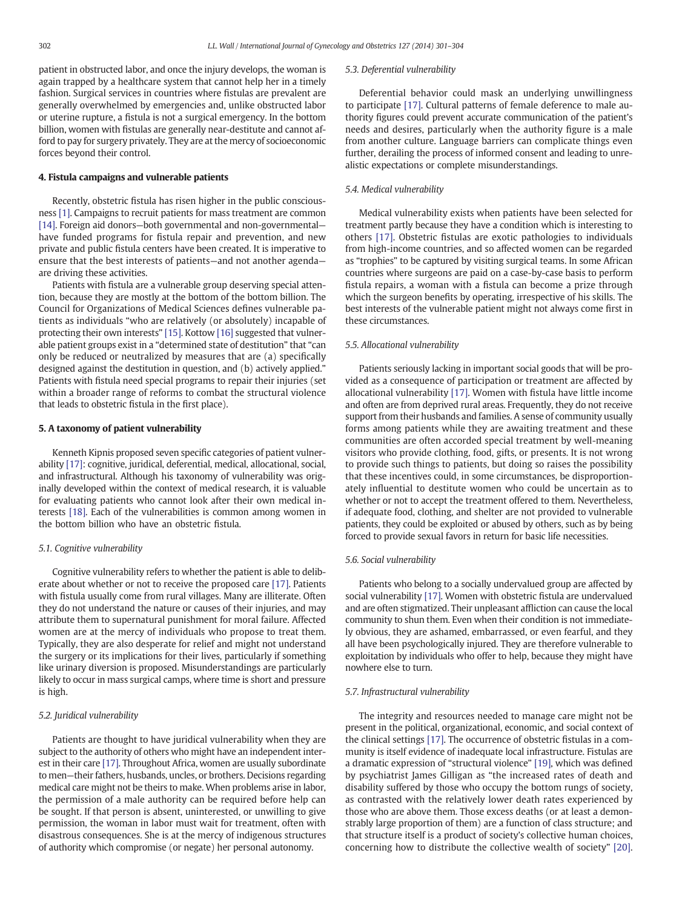patient in obstructed labor, and once the injury develops, the woman is again trapped by a healthcare system that cannot help her in a timely fashion. Surgical services in countries where fistulas are prevalent are generally overwhelmed by emergencies and, unlike obstructed labor or uterine rupture, a fistula is not a surgical emergency. In the bottom billion, women with fistulas are generally near-destitute and cannot afford to pay for surgery privately. They are at the mercy of socioeconomic forces beyond their control.

## 4. Fistula campaigns and vulnerable patients

Recently, obstetric fistula has risen higher in the public consciousness [1]. Campaigns to recruit patients for mass treatment are common [14]. Foreign aid donors—both governmental and non-governmental—have funded programs for fistula repair and prevention, and new private and public fistula centers have been created. It is imperative to ensure that the best interests of patients—and not another agenda—are driving these activities.

Patients with fistula are a vulnerable group deserving special attention, because they are mostly at the bottom of the bottom billion. The Council for Organizations of Medical Sciences defines vulnerable patients as individuals "who are relatively (or absolutely) incapable of protecting their own interests" [15]. Kottow [16] suggested that vulnerable patient groups exist in a "determined state of destitution" that "can only be reduced or neutralized by measures that are (a) specifically designed against the destitution in question, and (b) actively applied." Patients with fistula need special programs to repair their injuries (set within a broader range of reforms to combat the structural violence that leads to obstetric fistula in the first place).

## 5. A taxonomy of patient vulnerability

Kenneth Kipnis proposed seven specific categories of patient vulnerability [17]: cognitive, juridical, deferential, medical, allocational, social, and infrastructural. Although his taxonomy of vulnerability was originally developed within the context of medical research, it is valuable for evaluating patients who cannot look after their own medical interests [18]. Each of the vulnerabilities is common among women in the bottom billion who have an obstetric fistula.

### *5.1. Cognitive vulnerability*

Cognitive vulnerability refers to whether the patient is able to deliberate about whether or not to receive the proposed care [17]. Patients with fistula usually come from rural villages. Many are illiterate. Often they do not understand the nature or causes of their injuries, and may attribute them to supernatural punishment for moral failure. Affected women are at the mercy of individuals who propose to treat them. Typically, they are also desperate for relief and might not understand the surgery or its implications for their lives, particularly if something like urinary diversion is proposed. Misunderstandings are particularly likely to occur in mass surgical camps, where time is short and pressure is high.

### *5.2. Juridical vulnerability*

Patients are thought to have juridical vulnerability when they are subject to the authority of others who might have an independent interest in their care [17]. Throughout Africa, women are usually subordinate to men—their fathers, husbands, uncles, or brothers. Decisions regarding medical care might not be theirs to make. When problems arise in labor, the permission of a male authority can be required before help can be sought. If that person is absent, uninterested, or unwilling to give permission, the woman in labor must wait for treatment, often with disastrous consequences. She is at the mercy of indigenous structures of authority which compromise (or negate) her personal autonomy.

### *5.3. Deferential vulnerability*

Deferential behavior could mask an underlying unwillingness to participate [17]. Cultural patterns of female deference to male authority figures could prevent accurate communication of the patient's needs and desires, particularly when the authority figure is a male from another culture. Language barriers can complicate things even further, derailing the process of informed consent and leading to unrealistic expectations or complete misunderstandings.

### *5.4. Medical vulnerability*

Medical vulnerability exists when patients have been selected for treatment partly because they have a condition which is interesting to others [17]. Obstetric fistulas are exotic pathologies to individuals from high-income countries, and so affected women can be regarded as "trophies" to be captured by visiting surgical teams. In some African countries where surgeons are paid on a case-by-case basis to perform fistula repairs, a woman with a fistula can become a prize through which the surgeon benefits by operating, irrespective of his skills. The best interests of the vulnerable patient might not always come first in these circumstances.

### *5.5. Allocational vulnerability*

Patients seriously lacking in important social goods that will be provided as a consequence of participation or treatment are affected by allocational vulnerability [17]. Women with fistula have little income and often are from deprived rural areas. Frequently, they do not receive support from their husbands and families. A sense of community usually forms among patients while they are awaiting treatment and these communities are often accorded special treatment by well-meaning visitors who provide clothing, food, gifts, or presents. It is not wrong to provide such things to patients, but doing so raises the possibility that these incentives could, in some circumstances, be disproportionately influential to destitute women who could be uncertain as to whether or not to accept the treatment offered to them. Nevertheless, if adequate food, clothing, and shelter are not provided to vulnerable patients, they could be exploited or abused by others, such as by being forced to provide sexual favors in return for basic life necessities.

### *5.6. Social vulnerability*

Patients who belong to a socially undervalued group are affected by social vulnerability [17]. Women with obstetric fistula are undervalued and are often stigmatized. Their unpleasant affliction can cause the local community to shun them. Even when their condition is not immediately obvious, they are ashamed, embarrassed, or even fearful, and they all have been psychologically injured. They are therefore vulnerable to exploitation by individuals who offer to help, because they might have nowhere else to turn.

### *5.7. Infrastructural vulnerability*

The integrity and resources needed to manage care might not be present in the political, organizational, economic, and social context of the clinical settings [17]. The occurrence of obstetric fistulas in a community is itself evidence of inadequate local infrastructure. Fistulas are a dramatic expression of "structural violence" [19], which was defined by psychiatrist James Gilligan as "the increased rates of death and disability suffered by those who occupy the bottom rungs of society, as contrasted with the relatively lower death rates experienced by those who are above them. Those excess deaths (or at least a demonstrably large proportion of them) are a function of class structure; and that structure itself is a product of society's collective human choices, concerning how to distribute the collective wealth of society" [20].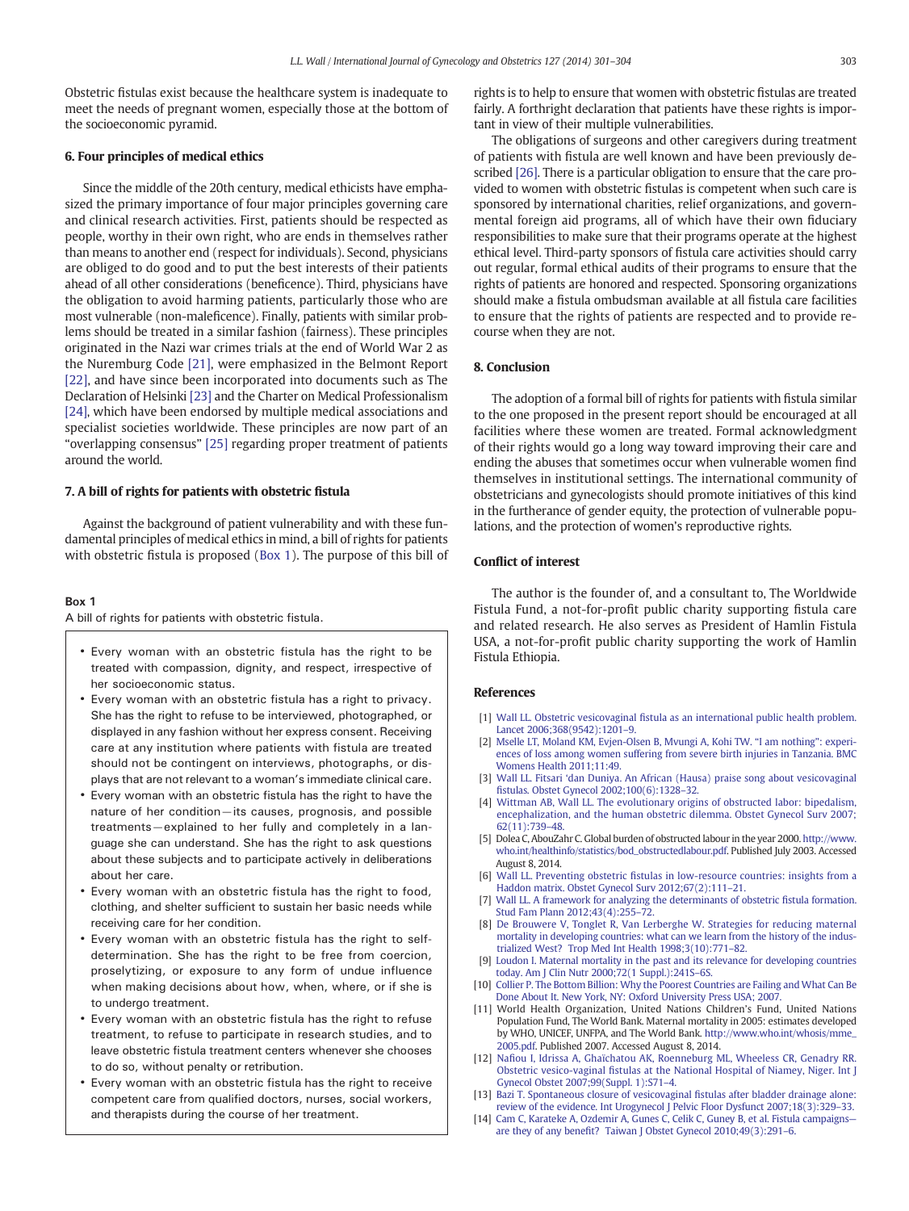Obstetric fistulas exist because the healthcare system is inadequate to meet the needs of pregnant women, especially those at the bottom of the socioeconomic pyramid.

## 6. Four principles of medical ethics

Since the middle of the 20th century, medical ethicists have emphasized the primary importance of four major principles governing care and clinical research activities. First, patients should be respected as people, worthy in their own right, who are ends in themselves rather than means to another end (respect for individuals). Second, physicians are obliged to do good and to put the best interests of their patients ahead of all other considerations (beneficence). Third, physicians have the obligation to avoid harming patients, particularly those who are most vulnerable (non-maleficence). Finally, patients with similar problems should be treated in a similar fashion (fairness). These principles originated in the Nazi war crimes trials at the end of World War 2 as the Nuremburg Code [21], were emphasized in the Belmont Report [22], and have since been incorporated into documents such as The Declaration of Helsinki [23] and the Charter on Medical Professionalism [24], which have been endorsed by multiple medical associations and specialist societies worldwide. These principles are now part of an "overlapping consensus" [25] regarding proper treatment of patients around the world.

## 7. A bill of rights for patients with obstetric fistula

Against the background of patient vulnerability and with these fundamental principles of medical ethics in mind, a bill of rights for patients with obstetric fistula is proposed (Box 1). The purpose of this bill of rights is to help to ensure that women with obstetric fistulas are treated fairly. A forthright declaration that patients have these rights is important in view of their multiple vulnerabilities.

The obligations of surgeons and other caregivers during treatment of patients with fistula are well known and have been previously described [26]. There is a particular obligation to ensure that the care provided to women with obstetric fistulas is competent when such care is sponsored by international charities, relief organizations, and governmental foreign aid programs, all of which have their own fiduciary responsibilities to make sure that their programs operate at the highest ethical level. Third-party sponsors of fistula care activities should carry out regular, formal ethical audits of their programs to ensure that the rights of patients are honored and respected. Sponsoring organizations should make a fistula ombudsman available at all fistula care facilities to ensure that the rights of patients are respected and to provide recourse when they are not.

**Box 1**

A bill of rights for patients with obstetric fistula.

- Every woman with an obstetric fistula has the right to be treated with compassion, dignity, and respect, irrespective of her socioeconomic status.
- Every woman with an obstetric fistula has a right to privacy. She has the right to refuse to be interviewed, photographed, or displayed in any fashion without her express consent. Receiving care at any institution where patients with fistula are treated should not be contingent on interviews, photographs, or displays that are not relevant to a woman's immediate clinical care.
- Every woman with an obstetric fistula has the right to have the nature of her condition—its causes, prognosis, and possible treatments—explained to her fully and completely in a language she can understand. She has the right to ask questions about these subjects and to participate actively in deliberations about her care.
- Every woman with an obstetric fistula has the right to food, clothing, and shelter sufficient to sustain her basic needs while receiving care for her condition.
- Every woman with an obstetric fistula has the right to self-determination. She has the right to be free from coercion, proselytizing, or exposure to any form of undue influence when making decisions about how, when, where, or if she is to undergo treatment.
- Every woman with an obstetric fistula has the right to refuse treatment, to refuse to participate in research studies, and to leave obstetric fistula treatment centers whenever she chooses to do so, without penalty or retribution.
- Every woman with an obstetric fistula has the right to receive competent care from qualified doctors, nurses, social workers, and therapists during the course of her treatment.

## 8. Conclusion

The adoption of a formal bill of rights for patients with fistula similar to the one proposed in the present report should be encouraged at all facilities where these women are treated. Formal acknowledgment of their rights would go a long way toward improving their care and ending the abuses that sometimes occur when vulnerable women find themselves in institutional settings. The international community of obstetricians and gynecologists should promote initiatives of this kind in the furtherance of gender equity, the protection of vulnerable populations, and the protection of women's reproductive rights.

## Conflict of interest

The author is the founder of, and a consultant to, The Worldwide Fistula Fund, a not-for-profit public charity supporting fistula care and related research. He also serves as President of Hamlin Fistula USA, a not-for-profit public charity supporting the work of Hamlin Fistula Ethiopia.

## References

[1] Wall LL. Obstetric vesicovaginal fistula as an international public health problem. Lancet 2006;368(9542):1201–9.

[2] Mselle LT, Moland KM, Evjen-Olsen B, Mvungi A, Kohi TW. "I am nothing": experiences of loss among women suffering from severe birth injuries in Tanzania. BMC Womens Health 2011;11:49.

[3] Wall LL. Fitsari 'dan Duniya. An African (Hausa) praise song about vesicovaginal fistulas. Obstet Gynecol 2002;100(6):1328–32.

[4] Wittman AB, Wall LL. The evolutionary origins of obstructed labor: bipedalism, encephalization, and the human obstetric dilemma. Obstet Gynecol Surv 2007; 62(11):739–48.

[5] Dolea C, AbouZahr C. Global burden of obstructed labour in the year 2000. http://www.who.int/healthinfo/statistics/bod_obstructedlabour.pdf. Published July 2003. Accessed August 8, 2014.

[6] Wall LL. Preventing obstetric fistulas in low-resource countries: insights from a Haddon matrix. Obstet Gynecol Surv 2012;67(2):111–21.

[7] Wall LL. A framework for analyzing the determinants of obstetric fistula formation. Stud Fam Plann 2012;43(4):255–72.

[8] De Brouwere V, Tonglet R, Van Lerberghe W. Strategies for reducing maternal mortality in developing countries: what can we learn from the history of the industrialized West? Trop Med Int Health 1998;3(10):771–82.

[9] Loudon I. Maternal mortality in the past and its relevance for developing countries today. Am J Clin Nutr 2000;72(1 Suppl.):241S–6S.

[10] Collier P. The Bottom Billion: Why the Poorest Countries are Failing and What Can Be Done About It. New York, NY: Oxford University Press USA; 2007.

[11] World Health Organization, United Nations Children's Fund, United Nations Population Fund, The World Bank. Maternal mortality in 2005: estimates developed by WHO, UNICEF, UNFPA, and The World Bank. http://www.who.int/whosis/mme_2005.pdf. Published 2007. Accessed August 8, 2014.

[12] Nafiou I, Idrissa A, Ghaïchatou AK, Roenneburg ML, Wheeless CR, Genadry RR. Obstetric vesico-vaginal fistulas at the National Hospital of Niamey, Niger. Int J Gynecol Obstet 2007;99(Suppl. 1):S71–4.

[13] Bazi T. Spontaneous closure of vesicovaginal fistulas after bladder drainage alone: review of the evidence. Int Urogynecol J Pelvic Floor Dysfunct 2007;18(3):329–33.

[14] Cam C, Karateke A, Ozdemir A, Gunes C, Celik C, Guney B, et al. Fistula campaigns—are they of any benefit? Taiwan J Obstet Gynecol 2010;49(3):291–6.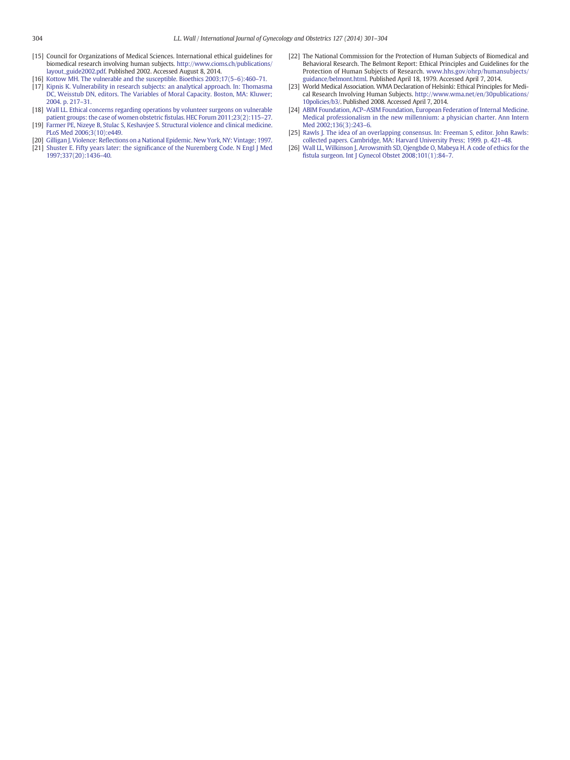[15] Council for Organizations of Medical Sciences. International ethical guidelines for biomedical research involving human subjects. http://www.cioms.ch/publications/layout_guide2002.pdf. Published 2002. Accessed August 8, 2014.

[16] Kottow MH. The vulnerable and the susceptible. Bioethics 2003;17(5–6):460–71.

[17] Kipnis K. Vulnerability in research subjects: an analytical approach. In: Thomasma DC, Weisstub DN, editors. The Variables of Moral Capacity. Boston, MA: Kluwer; 2004. p. 217–31.

[18] Wall LL. Ethical concerns regarding operations by volunteer surgeons on vulnerable patient groups: the case of women obstetric fistulas. HEC Forum 2011;23(2):115–27.

[19] Farmer PE, Nizeye B, Stulac S, Keshavjee S. Structural violence and clinical medicine. PLoS Med 2006;3(10):e449.

[20] Gilligan J. Violence: Reflections on a National Epidemic. New York, NY: Vintage; 1997.

[21] Shuster E. Fifty years later: the significance of the Nuremberg Code. N Engl J Med 1997;337(20):1436–40.

[22] The National Commission for the Protection of Human Subjects of Biomedical and Behavioral Research. The Belmont Report: Ethical Principles and Guidelines for the Protection of Human Subjects of Research. www.hhs.gov/ohrp/humansubjects/guidance/belmont.html. Published April 18, 1979. Accessed April 7, 2014.

[23] World Medical Association. WMA Declaration of Helsinki: Ethical Principles for Medical Research Involving Human Subjects. http://www.wma.net/en/30publications/10policies/b3/. Published 2008. Accessed April 7, 2014.

[24] ABIM Foundation, ACP–ASIM Foundation, European Federation of Internal Medicine. Medical professionalism in the new millennium: a physician charter. Ann Intern Med 2002;136(3):243–6.

[25] Rawls J. The idea of an overlapping consensus. In: Freeman S, editor. John Rawls: collected papers. Cambridge, MA: Harvard University Press; 1999. p. 421–48.

[26] Wall LL, Wilkinson J, Arrowsmith SD, Ojengbde O, Mabeya H. A code of ethics for the fistula surgeon. Int J Gynecol Obstet 2008;101(1):84–7.